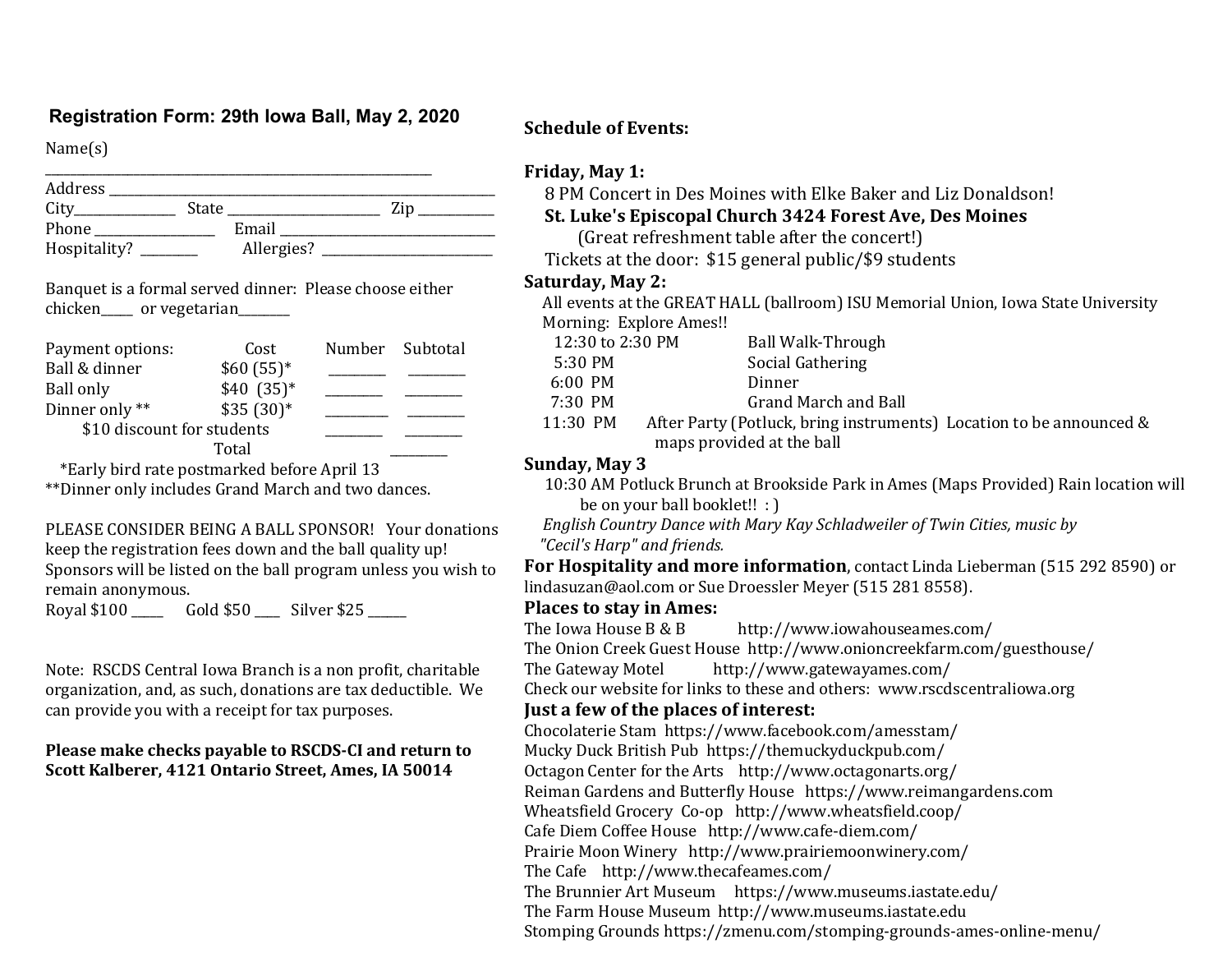## Registration Form: 29th Iowa Ball, May 2, 2020

Name(s)
\_\_\_\_\_\_\_\_\_\_\_\_\_\_\_\_\_\_\_\_\_\_\_\_\_\_\_\_\_\_\_\_\_\_\_\_\_\_\_\_\_\_

Address \_\_\_\_\_\_\_\_\_\_\_\_\_\_\_\_\_\_\_\_\_\_\_\_\_\_\_\_\_\_\_\_\_\_\_\_\_\_\_\_\_

City\_\_\_\_\_\_\_\_\_\_\_\_ State \_\_\_\_\_\_\_\_\_\_\_\_\_\_\_\_ Zip \_\_\_\_\_\_\_\_\_

Phone \_\_\_\_\_\_\_\_\_\_\_\_\_\_ Email \_\_\_\_\_\_\_\_\_\_\_\_\_\_\_\_\_\_\_\_\_\_\_\_\_

Hospitality? \_\_\_\_\_\_\_ Allergies? \_\_\_\_\_\_\_\_\_\_\_\_\_\_\_\_\_\_\_\_\_

Banquet is a formal served dinner: Please choose either chicken\_\_\_\_\_ or vegetarian\_\_\_\_\_\_\_\_

| Payment options: | Cost | Number | Subtotal |
|---|---|---|---|
| Ball & dinner | $60 (55)* | \_\_\_\_\_\_\_\_ | \_\_\_\_\_\_\_\_ |
| Ball only | $40 (35)* | \_\_\_\_\_\_\_\_ | \_\_\_\_\_\_\_\_ |
| Dinner only ** | $35 (30)* | \_\_\_\_\_\_\_\_ | \_\_\_\_\_\_\_\_ |
| $10 discount for students | | \_\_\_\_\_\_\_\_ | \_\_\_\_\_\_\_\_ |
| | Total | | \_\_\_\_\_\_\_\_ |

*Early bird rate postmarked before April 13
**Dinner only includes Grand March and two dances.

PLEASE CONSIDER BEING A BALL SPONSOR! Your donations keep the registration fees down and the ball quality up! Sponsors will be listed on the ball program unless you wish to remain anonymous.

Royal $100 \_\_\_\_\_ Gold $50 \_\_\_\_ Silver $25 \_\_\_\_\_\_

Note: RSCDS Central Iowa Branch is a non profit, charitable organization, and, as such, donations are tax deductible. We can provide you with a receipt for tax purposes.

**Please make checks payable to RSCDS-CI and return to Scott Kalberer, 4121 Ontario Street, Ames, IA 50014**

## Schedule of Events:

### Friday, May 1:

8 PM Concert in Des Moines with Elke Baker and Liz Donaldson!
**St. Luke's Episcopal Church 3424 Forest Ave, Des Moines**
(Great refreshment table after the concert!)
Tickets at the door: $15 general public/$9 students

### Saturday, May 2:

All events at the GREAT HALL (ballroom) ISU Memorial Union, Iowa State University
Morning: Explore Ames!!

| | |
|---|---|
| 12:30 to 2:30 PM | Ball Walk-Through |
| 5:30 PM | Social Gathering |
| 6:00 PM | Dinner |
| 7:30 PM | Grand March and Ball |
| 11:30 PM | After Party (Potluck, bring instruments) Location to be announced & maps provided at the ball |

### Sunday, May 3

10:30 AM Potluck Brunch at Brookside Park in Ames (Maps Provided) Rain location will be on your ball booklet!! : )
*English Country Dance with Mary Kay Schladweiler of Twin Cities, music by "Cecil's Harp" and friends.*

**For Hospitality and more information**, contact Linda Lieberman (515 292 8590) or lindasuzan@aol.com or Sue Droessler Meyer (515 281 8558).

### Places to stay in Ames:

The Iowa House B & B http://www.iowahouseames.com/
The Onion Creek Guest House http://www.onioncreekfarm.com/guesthouse/
The Gateway Motel http://www.gatewayames.com/
Check our website for links to these and others: www.rscdscentraliowa.org

### Just a few of the places of interest:

Chocolaterie Stam https://www.facebook.com/amesstam/
Mucky Duck British Pub https://themuckyduckpub.com/
Octagon Center for the Arts http://www.octagonarts.org/
Reiman Gardens and Butterfly House https://www.reimangardens.com
Wheatsfield Grocery Co-op http://www.wheatsfield.coop/
Cafe Diem Coffee House http://www.cafe-diem.com/
Prairie Moon Winery http://www.prairiemoonwinery.com/
The Cafe http://www.thecafeames.com/
The Brunnier Art Museum https://www.museums.iastate.edu/
The Farm House Museum http://www.museums.iastate.edu
Stomping Grounds https://zmenu.com/stomping-grounds-ames-online-menu/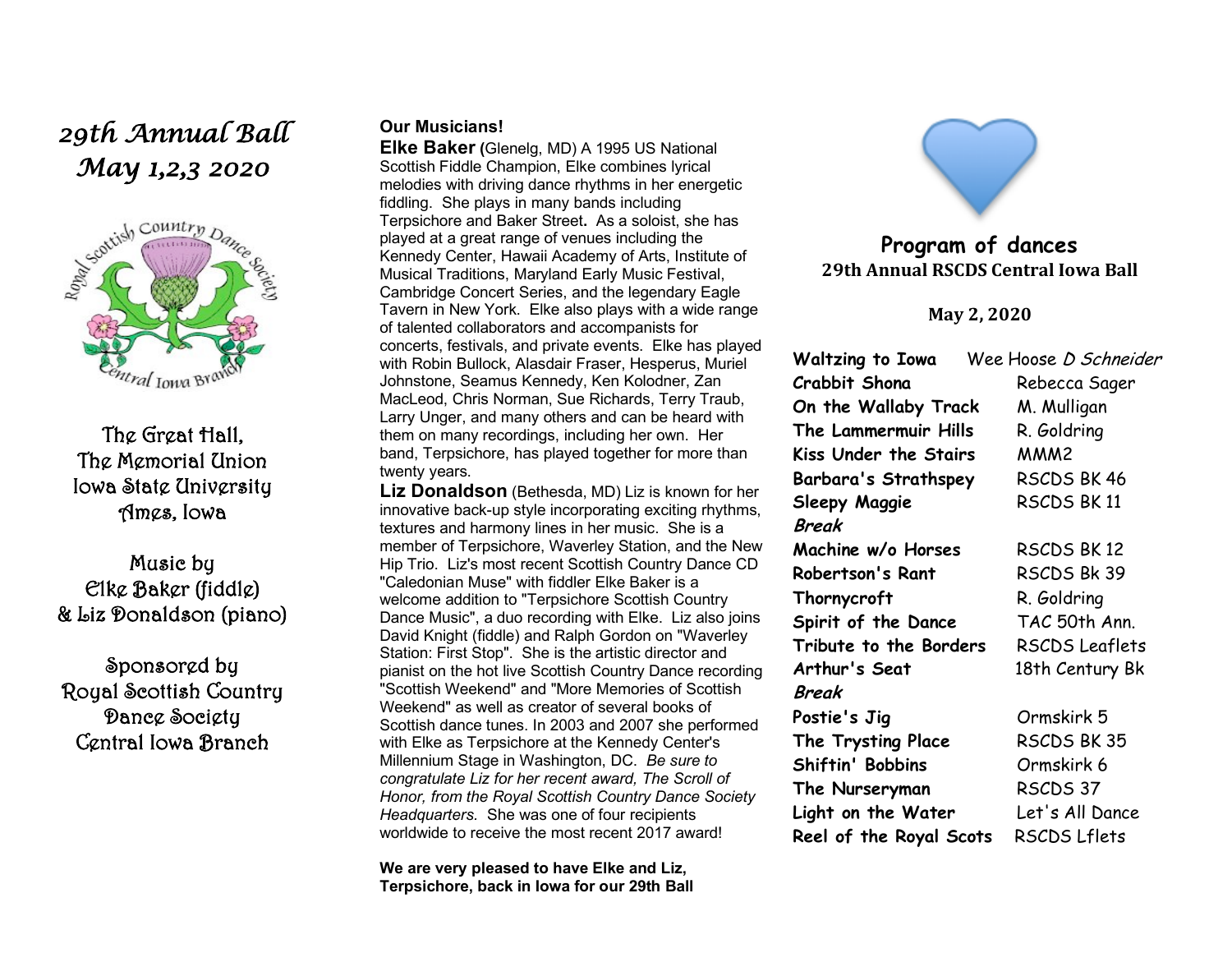# 29th Annual Ball
# May 1,2,3 2020

The Great Hall,
The Memorial Union
Iowa State University
Ames, Iowa

Music by
Elke Baker (fiddle)
& Liz Donaldson (piano)

Sponsored by
Royal Scottish Country
Dance Society
Central Iowa Branch

**Our Musicians!**

**Elke Baker** (Glenelg, MD) A 1995 US National Scottish Fiddle Champion, Elke combines lyrical melodies with driving dance rhythms in her energetic fiddling. She plays in many bands including Terpsichore and Baker Street. As a soloist, she has played at a great range of venues including the Kennedy Center, Hawaii Academy of Arts, Institute of Musical Traditions, Maryland Early Music Festival, Cambridge Concert Series, and the legendary Eagle Tavern in New York. Elke also plays with a wide range of talented collaborators and accompanists for concerts, festivals, and private events. Elke has played with Robin Bullock, Alasdair Fraser, Hesperus, Muriel Johnstone, Seamus Kennedy, Ken Kolodner, Zan MacLeod, Chris Norman, Sue Richards, Terry Traub, Larry Unger, and many others and can be heard with them on many recordings, including her own. Her band, Terpsichore, has played together for more than twenty years.

**Liz Donaldson** (Bethesda, MD) Liz is known for her innovative back-up style incorporating exciting rhythms, textures and harmony lines in her music. She is a member of Terpsichore, Waverley Station, and the New Hip Trio. Liz's most recent Scottish Country Dance CD "Caledonian Muse" with fiddler Elke Baker is a welcome addition to "Terpsichore Scottish Country Dance Music", a duo recording with Elke. Liz also joins David Knight (fiddle) and Ralph Gordon on "Waverley Station: First Stop". She is the artistic director and pianist on the hot live Scottish Country Dance recording "Scottish Weekend" and "More Memories of Scottish Weekend" as well as creator of several books of Scottish dance tunes. In 2003 and 2007 she performed with Elke as Terpsichore at the Kennedy Center's Millennium Stage in Washington, DC. *Be sure to congratulate Liz for her recent award, The Scroll of Honor, from the Royal Scottish Country Dance Society Headquarters.* She was one of four recipients worldwide to receive the most recent 2017 award!

**We are very pleased to have Elke and Liz, Terpsichore, back in Iowa for our 29th Ball**

## Program of dances
### 29th Annual RSCDS Central Iowa Ball

**May 2, 2020**

| | |
|---|---|
| **Waltzing to Iowa** | Wee Hoose *D Schneider* |
| **Crabbit Shona** | Rebecca Sager |
| **On the Wallaby Track** | M. Mulligan |
| **The Lammermuir Hills** | R. Goldring |
| **Kiss Under the Stairs** | MMM2 |
| **Barbara's Strathspey** | RSCDS BK 46 |
| **Sleepy Maggie** | RSCDS BK 11 |
| ***Break*** | |
| **Machine w/o Horses** | RSCDS BK 12 |
| **Robertson's Rant** | RSCDS Bk 39 |
| **Thornycroft** | R. Goldring |
| **Spirit of the Dance** | TAC 50th Ann. |
| **Tribute to the Borders** | RSCDS Leaflets |
| **Arthur's Seat** | 18th Century Bk |
| ***Break*** | |
| **Postie's Jig** | Ormskirk 5 |
| **The Trysting Place** | RSCDS BK 35 |
| **Shiftin' Bobbins** | Ormskirk 6 |
| **The Nurseryman** | RSCDS 37 |
| **Light on the Water** | Let's All Dance |
| **Reel of the Royal Scots** | RSCDS Lflets |